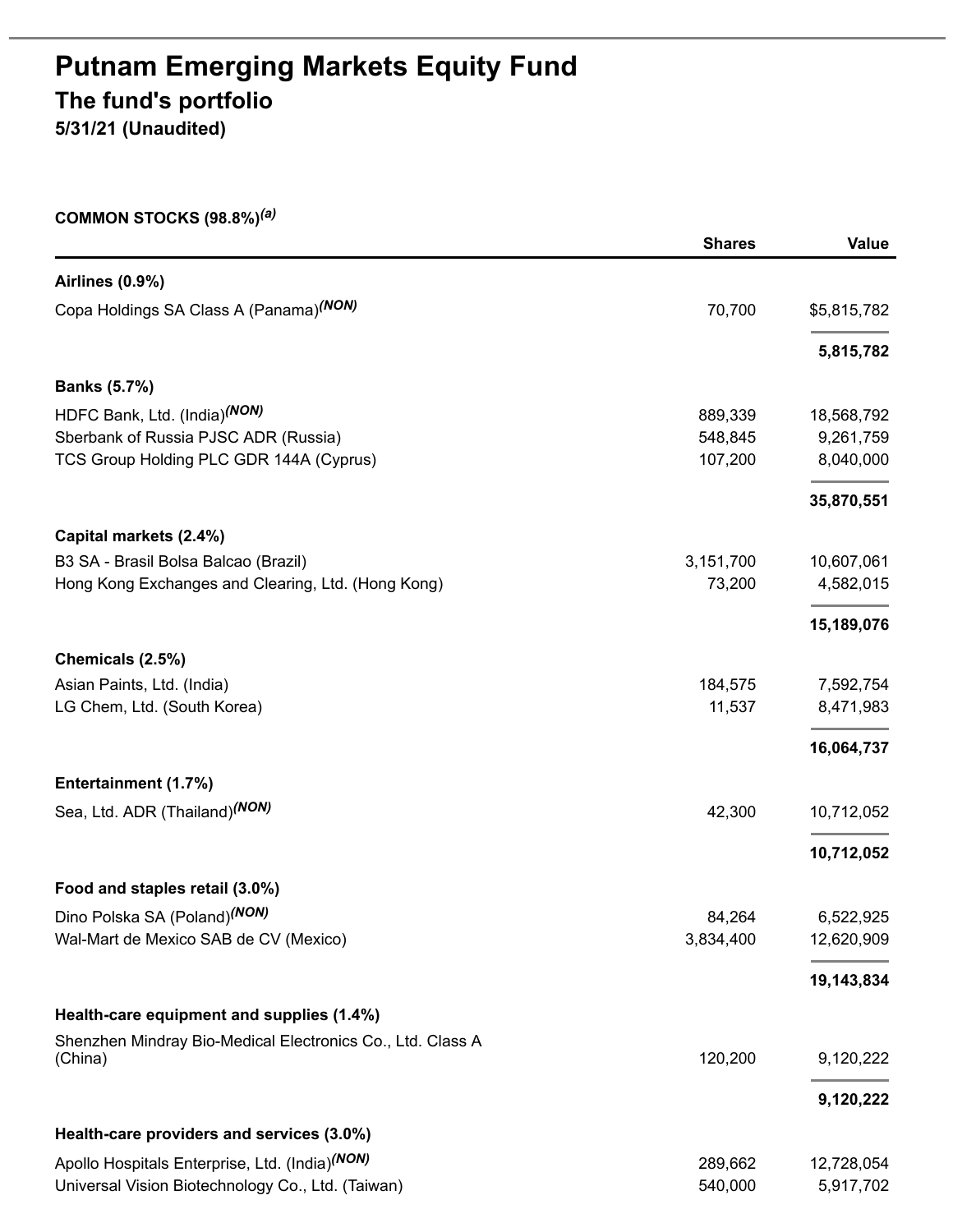# Putnam Emerging Markets Equity Fund

## The fund's portfolio

**5/31/21 (Unaudited)**

**COMMON STOCKS (98.8%)[(a)]**

| | Shares | Value |
|---|---|---|
| **Airlines (0.9%)** | | |
| Copa Holdings SA Class A (Panama)[(NON)] | 70,700 | $5,815,782 |
| | | **5,815,782** |
| **Banks (5.7%)** | | |
| HDFC Bank, Ltd. (India)[(NON)] | 889,339 | 18,568,792 |
| Sberbank of Russia PJSC ADR (Russia) | 548,845 | 9,261,759 |
| TCS Group Holding PLC GDR 144A (Cyprus) | 107,200 | 8,040,000 |
| | | **35,870,551** |
| **Capital markets (2.4%)** | | |
| B3 SA - Brasil Bolsa Balcao (Brazil) | 3,151,700 | 10,607,061 |
| Hong Kong Exchanges and Clearing, Ltd. (Hong Kong) | 73,200 | 4,582,015 |
| | | **15,189,076** |
| **Chemicals (2.5%)** | | |
| Asian Paints, Ltd. (India) | 184,575 | 7,592,754 |
| LG Chem, Ltd. (South Korea) | 11,537 | 8,471,983 |
| | | **16,064,737** |
| **Entertainment (1.7%)** | | |
| Sea, Ltd. ADR (Thailand)[(NON)] | 42,300 | 10,712,052 |
| | | **10,712,052** |
| **Food and staples retail (3.0%)** | | |
| Dino Polska SA (Poland)[(NON)] | 84,264 | 6,522,925 |
| Wal-Mart de Mexico SAB de CV (Mexico) | 3,834,400 | 12,620,909 |
| | | **19,143,834** |
| **Health-care equipment and supplies (1.4%)** | | |
| Shenzhen Mindray Bio-Medical Electronics Co., Ltd. Class A (China) | 120,200 | 9,120,222 |
| | | **9,120,222** |
| **Health-care providers and services (3.0%)** | | |
| Apollo Hospitals Enterprise, Ltd. (India)[(NON)] | 289,662 | 12,728,054 |
| Universal Vision Biotechnology Co., Ltd. (Taiwan) | 540,000 | 5,917,702 |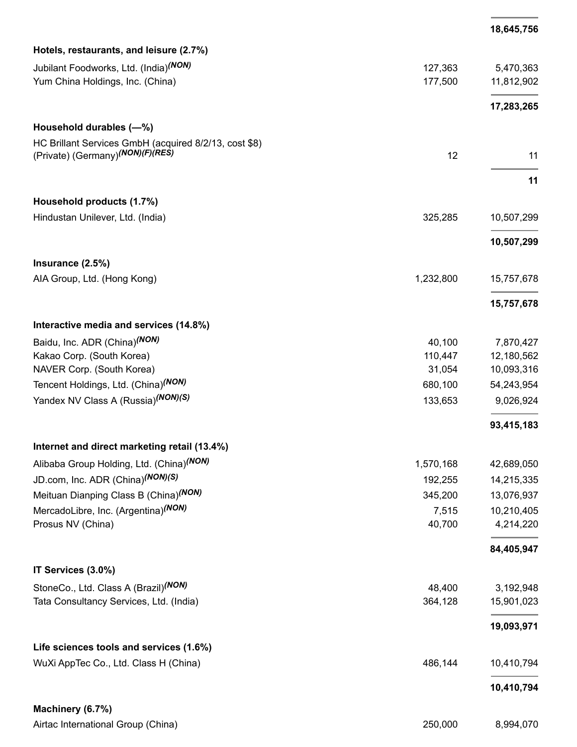| | | |
|---|---|---|
| | | **18,645,756** |
| **Hotels, restaurants, and leisure (2.7%)** | | |
| Jubilant Foodworks, Ltd. (India) *(NON)* | 127,363 | 5,470,363 |
| Yum China Holdings, Inc. (China) | 177,500 | 11,812,902 |
| | | **17,283,265** |
| **Household durables (—%)** | | |
| HC Brillant Services GmbH (acquired 8/2/13, cost $8) (Private) (Germany) *(NON)(F)(RES)* | 12 | 11 |
| | | **11** |
| **Household products (1.7%)** | | |
| Hindustan Unilever, Ltd. (India) | 325,285 | 10,507,299 |
| | | **10,507,299** |
| **Insurance (2.5%)** | | |
| AIA Group, Ltd. (Hong Kong) | 1,232,800 | 15,757,678 |
| | | **15,757,678** |
| **Interactive media and services (14.8%)** | | |
| Baidu, Inc. ADR (China) *(NON)* | 40,100 | 7,870,427 |
| Kakao Corp. (South Korea) | 110,447 | 12,180,562 |
| NAVER Corp. (South Korea) | 31,054 | 10,093,316 |
| Tencent Holdings, Ltd. (China) *(NON)* | 680,100 | 54,243,954 |
| Yandex NV Class A (Russia) *(NON)(S)* | 133,653 | 9,026,924 |
| | | **93,415,183** |
| **Internet and direct marketing retail (13.4%)** | | |
| Alibaba Group Holding, Ltd. (China) *(NON)* | 1,570,168 | 42,689,050 |
| JD.com, Inc. ADR (China) *(NON)(S)* | 192,255 | 14,215,335 |
| Meituan Dianping Class B (China) *(NON)* | 345,200 | 13,076,937 |
| MercadoLibre, Inc. (Argentina) *(NON)* | 7,515 | 10,210,405 |
| Prosus NV (China) | 40,700 | 4,214,220 |
| | | **84,405,947** |
| **IT Services (3.0%)** | | |
| StoneCo., Ltd. Class A (Brazil) *(NON)* | 48,400 | 3,192,948 |
| Tata Consultancy Services, Ltd. (India) | 364,128 | 15,901,023 |
| | | **19,093,971** |
| **Life sciences tools and services (1.6%)** | | |
| WuXi AppTec Co., Ltd. Class H (China) | 486,144 | 10,410,794 |
| | | **10,410,794** |
| **Machinery (6.7%)** | | |
| Airtac International Group (China) | 250,000 | 8,994,070 |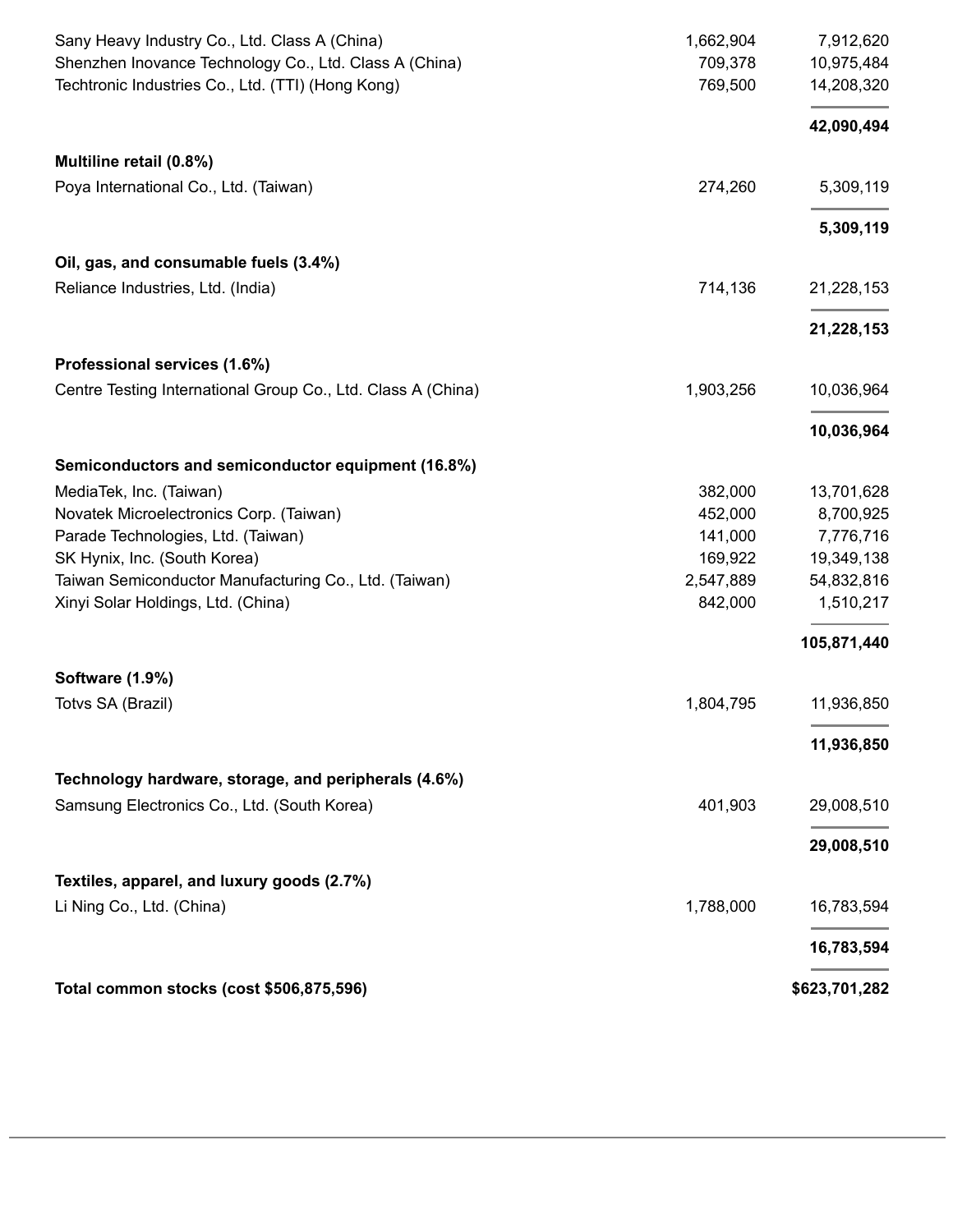| | | |
|---|---|---|
| Sany Heavy Industry Co., Ltd. Class A (China) | 1,662,904 | 7,912,620 |
| Shenzhen Inovance Technology Co., Ltd. Class A (China) | 709,378 | 10,975,484 |
| Techtronic Industries Co., Ltd. (TTI) (Hong Kong) | 769,500 | 14,208,320 |
| | | **42,090,494** |
| **Multiline retail (0.8%)** | | |
| Poya International Co., Ltd. (Taiwan) | 274,260 | 5,309,119 |
| | | **5,309,119** |
| **Oil, gas, and consumable fuels (3.4%)** | | |
| Reliance Industries, Ltd. (India) | 714,136 | 21,228,153 |
| | | **21,228,153** |
| **Professional services (1.6%)** | | |
| Centre Testing International Group Co., Ltd. Class A (China) | 1,903,256 | 10,036,964 |
| | | **10,036,964** |
| **Semiconductors and semiconductor equipment (16.8%)** | | |
| MediaTek, Inc. (Taiwan) | 382,000 | 13,701,628 |
| Novatek Microelectronics Corp. (Taiwan) | 452,000 | 8,700,925 |
| Parade Technologies, Ltd. (Taiwan) | 141,000 | 7,776,716 |
| SK Hynix, Inc. (South Korea) | 169,922 | 19,349,138 |
| Taiwan Semiconductor Manufacturing Co., Ltd. (Taiwan) | 2,547,889 | 54,832,816 |
| Xinyi Solar Holdings, Ltd. (China) | 842,000 | 1,510,217 |
| | | **105,871,440** |
| **Software (1.9%)** | | |
| Totvs SA (Brazil) | 1,804,795 | 11,936,850 |
| | | **11,936,850** |
| **Technology hardware, storage, and peripherals (4.6%)** | | |
| Samsung Electronics Co., Ltd. (South Korea) | 401,903 | 29,008,510 |
| | | **29,008,510** |
| **Textiles, apparel, and luxury goods (2.7%)** | | |
| Li Ning Co., Ltd. (China) | 1,788,000 | 16,783,594 |
| | | **16,783,594** |
| **Total common stocks (cost $506,875,596)** | | **$623,701,282** |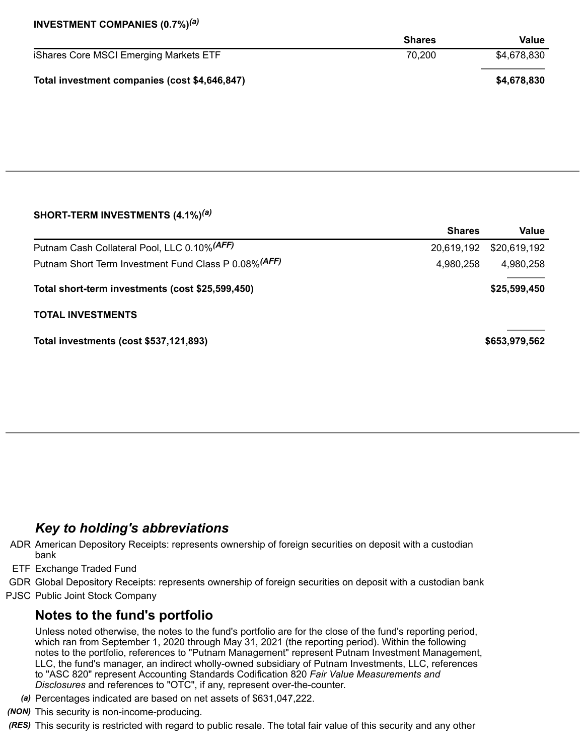**INVESTMENT COMPANIES (0.7%)[(a)]**

| | Shares | Value |
|---|---|---|
| iShares Core MSCI Emerging Markets ETF | 70,200 | $4,678,830 |
| **Total investment companies (cost $4,646,847)** | | **$4,678,830** |

**SHORT-TERM INVESTMENTS (4.1%)[(a)]**

| | Shares | Value |
|---|---|---|
| Putnam Cash Collateral Pool, LLC 0.10%[(AFF)] | 20,619,192 | $20,619,192 |
| Putnam Short Term Investment Fund Class P 0.08%[(AFF)] | 4,980,258 | 4,980,258 |
| **Total short-term investments (cost $25,599,450)** | | **$25,599,450** |
| **TOTAL INVESTMENTS** | | |
| **Total investments (cost $537,121,893)** | | **$653,979,562** |

## *Key to holding's abbreviations*

ADR American Depository Receipts: represents ownership of foreign securities on deposit with a custodian bank

ETF Exchange Traded Fund

GDR Global Depository Receipts: represents ownership of foreign securities on deposit with a custodian bank

PJSC Public Joint Stock Company

## Notes to the fund's portfolio

Unless noted otherwise, the notes to the fund's portfolio are for the close of the fund's reporting period, which ran from September 1, 2020 through May 31, 2021 (the reporting period). Within the following notes to the portfolio, references to "Putnam Management" represent Putnam Investment Management, LLC, the fund's manager, an indirect wholly-owned subsidiary of Putnam Investments, LLC, references to "ASC 820" represent Accounting Standards Codification 820 *Fair Value Measurements and Disclosures* and references to "OTC", if any, represent over-the-counter.

*(a)* Percentages indicated are based on net assets of $631,047,222.

*(NON)* This security is non-income-producing.

*(RES)* This security is restricted with regard to public resale. The total fair value of this security and any other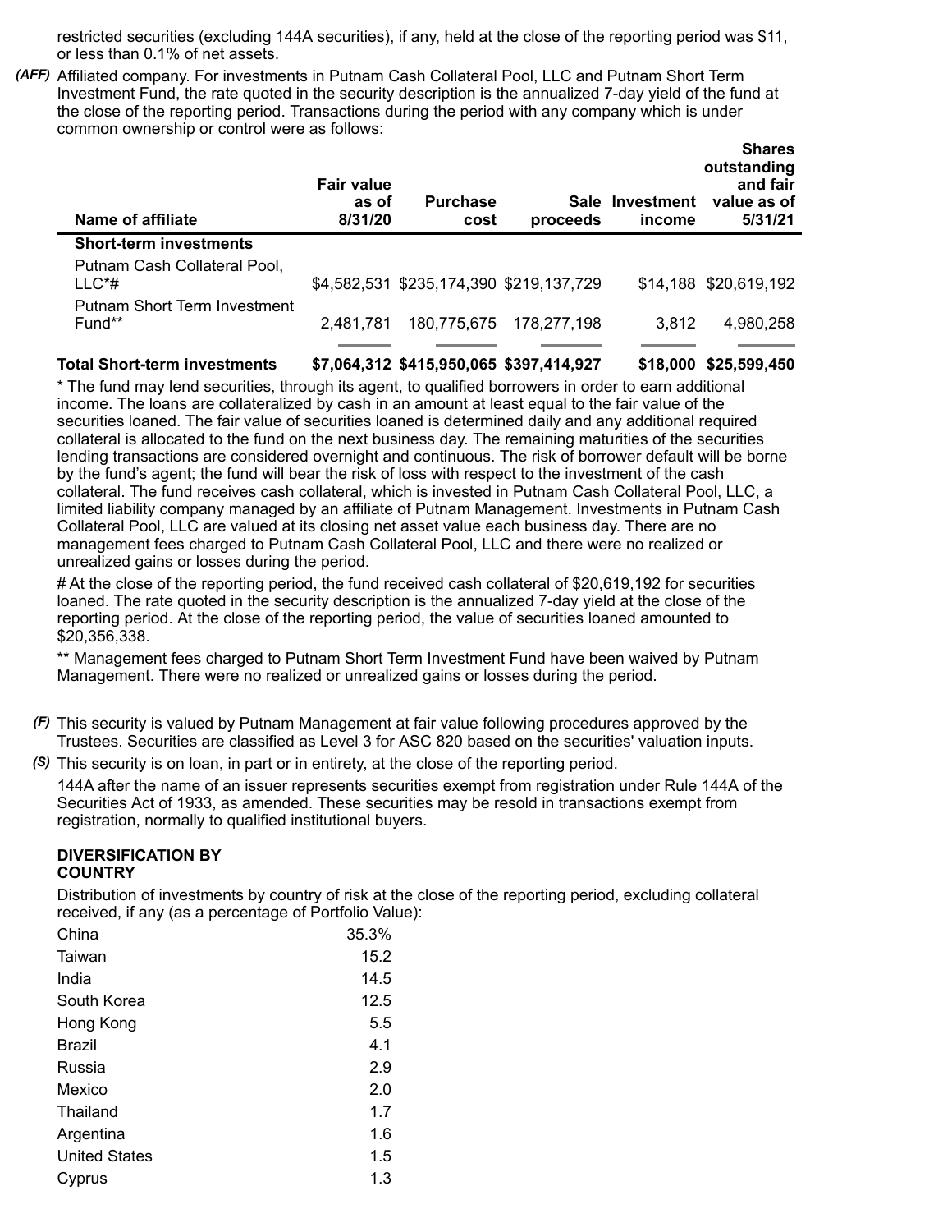restricted securities (excluding 144A securities), if any, held at the close of the reporting period was $11, or less than 0.1% of net assets.

*(AFF)* Affiliated company. For investments in Putnam Cash Collateral Pool, LLC and Putnam Short Term Investment Fund, the rate quoted in the security description is the annualized 7-day yield of the fund at the close of the reporting period. Transactions during the period with any company which is under common ownership or control were as follows:

| Name of affiliate | Fair value as of 8/31/20 | Purchase cost | Sale proceeds | Investment income | Shares outstanding and fair value as of 5/31/21 |
|---|---|---|---|---|---|
| **Short-term investments** | | | | | |
| Putnam Cash Collateral Pool, LLC*# | $4,582,531 | $235,174,390 | $219,137,729 | $14,188 | $20,619,192 |
| Putnam Short Term Investment Fund** | 2,481,781 | 180,775,675 | 178,277,198 | 3,812 | 4,980,258 |
| **Total Short-term investments** | **$7,064,312** | **$415,950,065** | **$397,414,927** | **$18,000** | **$25,599,450** |

* The fund may lend securities, through its agent, to qualified borrowers in order to earn additional income. The loans are collateralized by cash in an amount at least equal to the fair value of the securities loaned. The fair value of securities loaned is determined daily and any additional required collateral is allocated to the fund on the next business day. The remaining maturities of the securities lending transactions are considered overnight and continuous. The risk of borrower default will be borne by the fund's agent; the fund will bear the risk of loss with respect to the investment of the cash collateral. The fund receives cash collateral, which is invested in Putnam Cash Collateral Pool, LLC, a limited liability company managed by an affiliate of Putnam Management. Investments in Putnam Cash Collateral Pool, LLC are valued at its closing net asset value each business day. There are no management fees charged to Putnam Cash Collateral Pool, LLC and there were no realized or unrealized gains or losses during the period.

# At the close of the reporting period, the fund received cash collateral of $20,619,192 for securities loaned. The rate quoted in the security description is the annualized 7-day yield at the close of the reporting period. At the close of the reporting period, the value of securities loaned amounted to $20,356,338.

** Management fees charged to Putnam Short Term Investment Fund have been waived by Putnam Management. There were no realized or unrealized gains or losses during the period.

*(F)* This security is valued by Putnam Management at fair value following procedures approved by the Trustees. Securities are classified as Level 3 for ASC 820 based on the securities' valuation inputs.

*(S)* This security is on loan, in part or in entirety, at the close of the reporting period.

144A after the name of an issuer represents securities exempt from registration under Rule 144A of the Securities Act of 1933, as amended. These securities may be resold in transactions exempt from registration, normally to qualified institutional buyers.

**DIVERSIFICATION BY COUNTRY**

Distribution of investments by country of risk at the close of the reporting period, excluding collateral received, if any (as a percentage of Portfolio Value):

| Country | % |
|---|---|
| China | 35.3% |
| Taiwan | 15.2 |
| India | 14.5 |
| South Korea | 12.5 |
| Hong Kong | 5.5 |
| Brazil | 4.1 |
| Russia | 2.9 |
| Mexico | 2.0 |
| Thailand | 1.7 |
| Argentina | 1.6 |
| United States | 1.5 |
| Cyprus | 1.3 |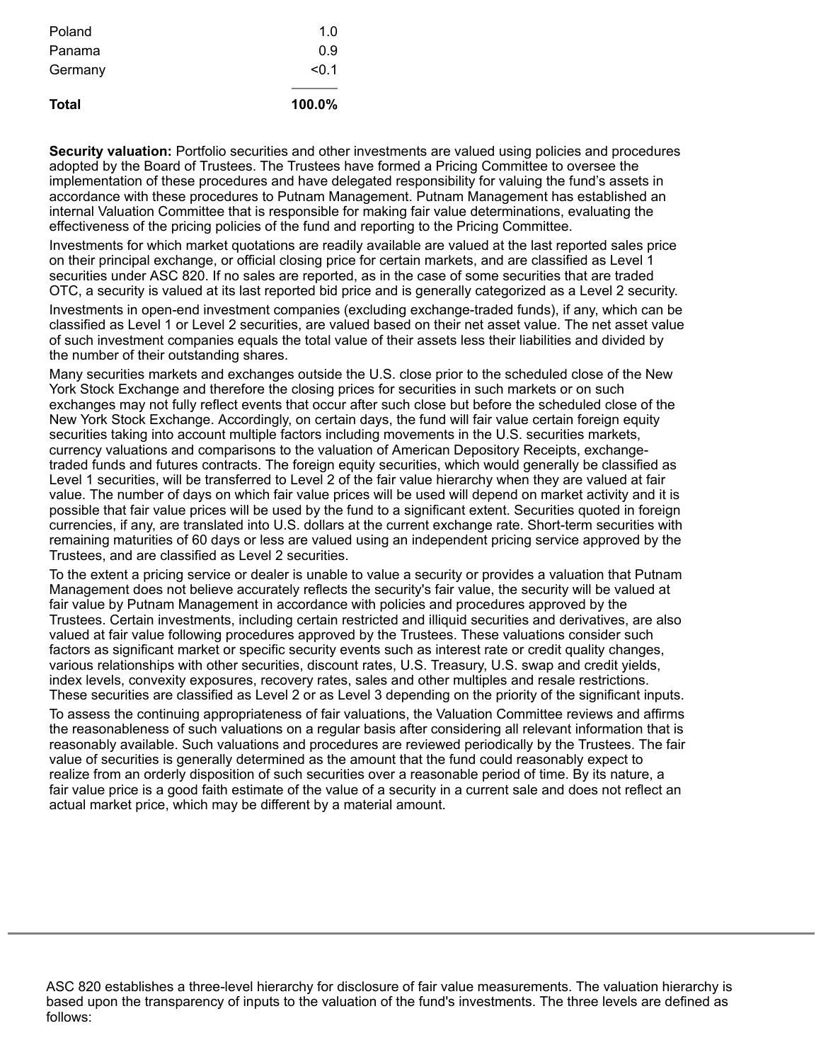| | |
|---|---|
| Poland | 1.0 |
| Panama | 0.9 |
| Germany | <0.1 |
| **Total** | **100.0%** |

**Security valuation:** Portfolio securities and other investments are valued using policies and procedures adopted by the Board of Trustees. The Trustees have formed a Pricing Committee to oversee the implementation of these procedures and have delegated responsibility for valuing the fund's assets in accordance with these procedures to Putnam Management. Putnam Management has established an internal Valuation Committee that is responsible for making fair value determinations, evaluating the effectiveness of the pricing policies of the fund and reporting to the Pricing Committee.

Investments for which market quotations are readily available are valued at the last reported sales price on their principal exchange, or official closing price for certain markets, and are classified as Level 1 securities under ASC 820. If no sales are reported, as in the case of some securities that are traded OTC, a security is valued at its last reported bid price and is generally categorized as a Level 2 security.

Investments in open-end investment companies (excluding exchange-traded funds), if any, which can be classified as Level 1 or Level 2 securities, are valued based on their net asset value. The net asset value of such investment companies equals the total value of their assets less their liabilities and divided by the number of their outstanding shares.

Many securities markets and exchanges outside the U.S. close prior to the scheduled close of the New York Stock Exchange and therefore the closing prices for securities in such markets or on such exchanges may not fully reflect events that occur after such close but before the scheduled close of the New York Stock Exchange. Accordingly, on certain days, the fund will fair value certain foreign equity securities taking into account multiple factors including movements in the U.S. securities markets, currency valuations and comparisons to the valuation of American Depository Receipts, exchange-traded funds and futures contracts. The foreign equity securities, which would generally be classified as Level 1 securities, will be transferred to Level 2 of the fair value hierarchy when they are valued at fair value. The number of days on which fair value prices will be used will depend on market activity and it is possible that fair value prices will be used by the fund to a significant extent. Securities quoted in foreign currencies, if any, are translated into U.S. dollars at the current exchange rate. Short-term securities with remaining maturities of 60 days or less are valued using an independent pricing service approved by the Trustees, and are classified as Level 2 securities.

To the extent a pricing service or dealer is unable to value a security or provides a valuation that Putnam Management does not believe accurately reflects the security's fair value, the security will be valued at fair value by Putnam Management in accordance with policies and procedures approved by the Trustees. Certain investments, including certain restricted and illiquid securities and derivatives, are also valued at fair value following procedures approved by the Trustees. These valuations consider such factors as significant market or specific security events such as interest rate or credit quality changes, various relationships with other securities, discount rates, U.S. Treasury, U.S. swap and credit yields, index levels, convexity exposures, recovery rates, sales and other multiples and resale restrictions. These securities are classified as Level 2 or as Level 3 depending on the priority of the significant inputs.

To assess the continuing appropriateness of fair valuations, the Valuation Committee reviews and affirms the reasonableness of such valuations on a regular basis after considering all relevant information that is reasonably available. Such valuations and procedures are reviewed periodically by the Trustees. The fair value of securities is generally determined as the amount that the fund could reasonably expect to realize from an orderly disposition of such securities over a reasonable period of time. By its nature, a fair value price is a good faith estimate of the value of a security in a current sale and does not reflect an actual market price, which may be different by a material amount.

---

ASC 820 establishes a three-level hierarchy for disclosure of fair value measurements. The valuation hierarchy is based upon the transparency of inputs to the valuation of the fund's investments. The three levels are defined as follows: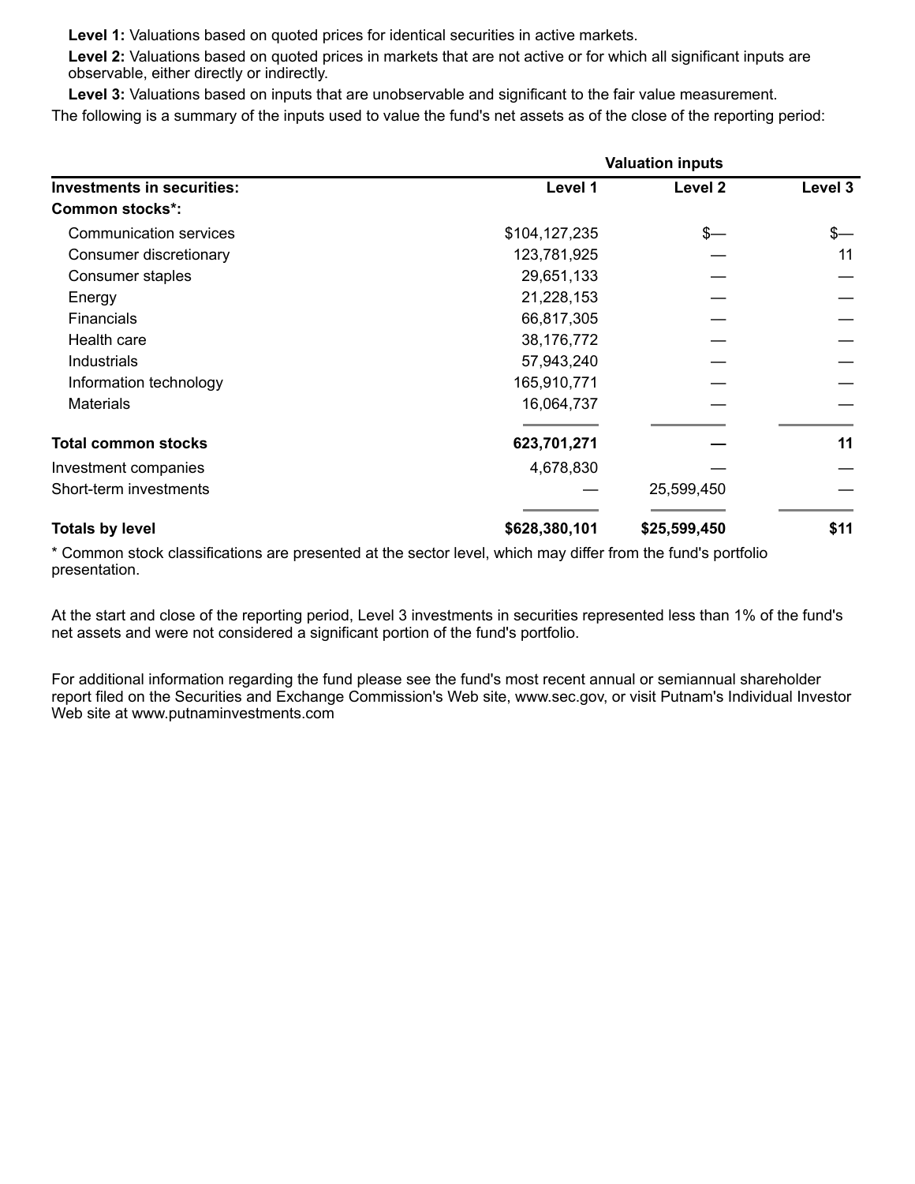**Level 1:** Valuations based on quoted prices for identical securities in active markets.

**Level 2:** Valuations based on quoted prices in markets that are not active or for which all significant inputs are observable, either directly or indirectly.

**Level 3:** Valuations based on inputs that are unobservable and significant to the fair value measurement.

The following is a summary of the inputs used to value the fund's net assets as of the close of the reporting period:

| | Valuation inputs | | |
|---|---|---|---|
| **Investments in securities:** | **Level 1** | **Level 2** | **Level 3** |
| **Common stocks*:** | | | |
| Communication services | $104,127,235 | $— | $— |
| Consumer discretionary | 123,781,925 | — | 11 |
| Consumer staples | 29,651,133 | — | — |
| Energy | 21,228,153 | — | — |
| Financials | 66,817,305 | — | — |
| Health care | 38,176,772 | — | — |
| Industrials | 57,943,240 | — | — |
| Information technology | 165,910,771 | — | — |
| Materials | 16,064,737 | — | — |
| **Total common stocks** | **623,701,271** | **—** | **11** |
| Investment companies | 4,678,830 | — | — |
| Short-term investments | — | 25,599,450 | — |
| **Totals by level** | **$628,380,101** | **$25,599,450** | **$11** |

* Common stock classifications are presented at the sector level, which may differ from the fund's portfolio presentation.

At the start and close of the reporting period, Level 3 investments in securities represented less than 1% of the fund's net assets and were not considered a significant portion of the fund's portfolio.

For additional information regarding the fund please see the fund's most recent annual or semiannual shareholder report filed on the Securities and Exchange Commission's Web site, www.sec.gov, or visit Putnam's Individual Investor Web site at www.putnaminvestments.com